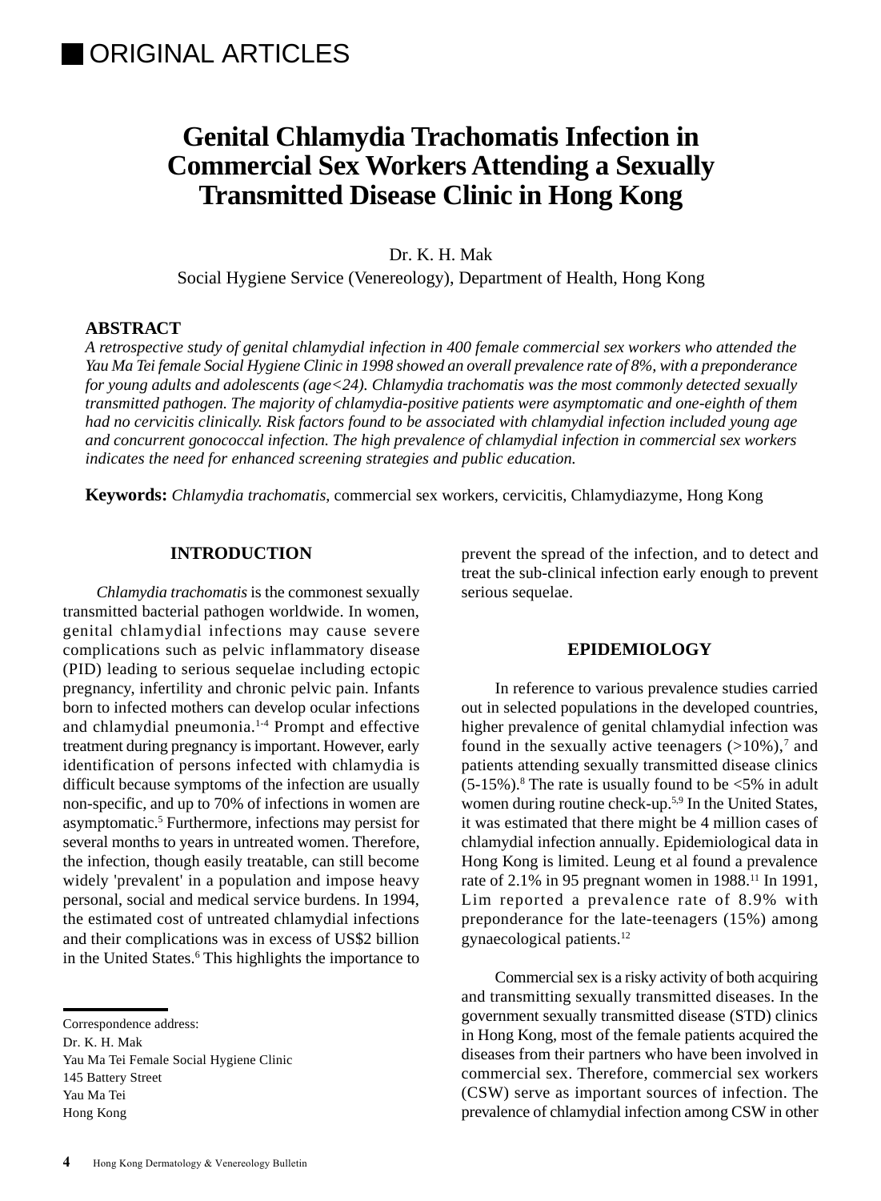■ ORIGINAL ARTICLES

# Genital Chlamydia Trachomatis Infection in Commercial Sex Workers Attending a Sexually Transmitted Disease Clinic in Hong Kong

Dr. K. H. Mak

Social Hygiene Service (Venereology), Department of Health, Hong Kong

**ABSTRACT**

*A retrospective study of genital chlamydial infection in 400 female commercial sex workers who attended the Yau Ma Tei female Social Hygiene Clinic in 1998 showed an overall prevalence rate of 8%, with a preponderance for young adults and adolescents (age<24). Chlamydia trachomatis was the most commonly detected sexually transmitted pathogen. The majority of chlamydia-positive patients were asymptomatic and one-eighth of them had no cervicitis clinically. Risk factors found to be associated with chlamydial infection included young age and concurrent gonococcal infection. The high prevalence of chlamydial infection in commercial sex workers indicates the need for enhanced screening strategies and public education.*

**Keywords:** *Chlamydia trachomatis*, commercial sex workers, cervicitis, Chlamydiazyme, Hong Kong

## INTRODUCTION

*Chlamydia trachomatis* is the commonest sexually transmitted bacterial pathogen worldwide. In women, genital chlamydial infections may cause severe complications such as pelvic inflammatory disease (PID) leading to serious sequelae including ectopic pregnancy, infertility and chronic pelvic pain. Infants born to infected mothers can develop ocular infections and chlamydial pneumonia.[1-4] Prompt and effective treatment during pregnancy is important. However, early identification of persons infected with chlamydia is difficult because symptoms of the infection are usually non-specific, and up to 70% of infections in women are asymptomatic.[5] Furthermore, infections may persist for several months to years in untreated women. Therefore, the infection, though easily treatable, can still become widely 'prevalent' in a population and impose heavy personal, social and medical service burdens. In 1994, the estimated cost of untreated chlamydial infections and their complications was in excess of US$2 billion in the United States.[6] This highlights the importance to prevent the spread of the infection, and to detect and treat the sub-clinical infection early enough to prevent serious sequelae.

## EPIDEMIOLOGY

In reference to various prevalence studies carried out in selected populations in the developed countries, higher prevalence of genital chlamydial infection was found in the sexually active teenagers (>10%),[7] and patients attending sexually transmitted disease clinics (5-15%).[8] The rate is usually found to be <5% in adult women during routine check-up.[5,9] In the United States, it was estimated that there might be 4 million cases of chlamydial infection annually. Epidemiological data in Hong Kong is limited. Leung et al found a prevalence rate of 2.1% in 95 pregnant women in 1988.[11] In 1991, Lim reported a prevalence rate of 8.9% with preponderance for the late-teenagers (15%) among gynaecological patients.[12]

Commercial sex is a risky activity of both acquiring and transmitting sexually transmitted diseases. In the government sexually transmitted disease (STD) clinics in Hong Kong, most of the female patients acquired the diseases from their partners who have been involved in commercial sex. Therefore, commercial sex workers (CSW) serve as important sources of infection. The prevalence of chlamydial infection among CSW in other

---

Correspondence address:
Dr. K. H. Mak
Yau Ma Tei Female Social Hygiene Clinic
145 Battery Street
Yau Ma Tei
Hong Kong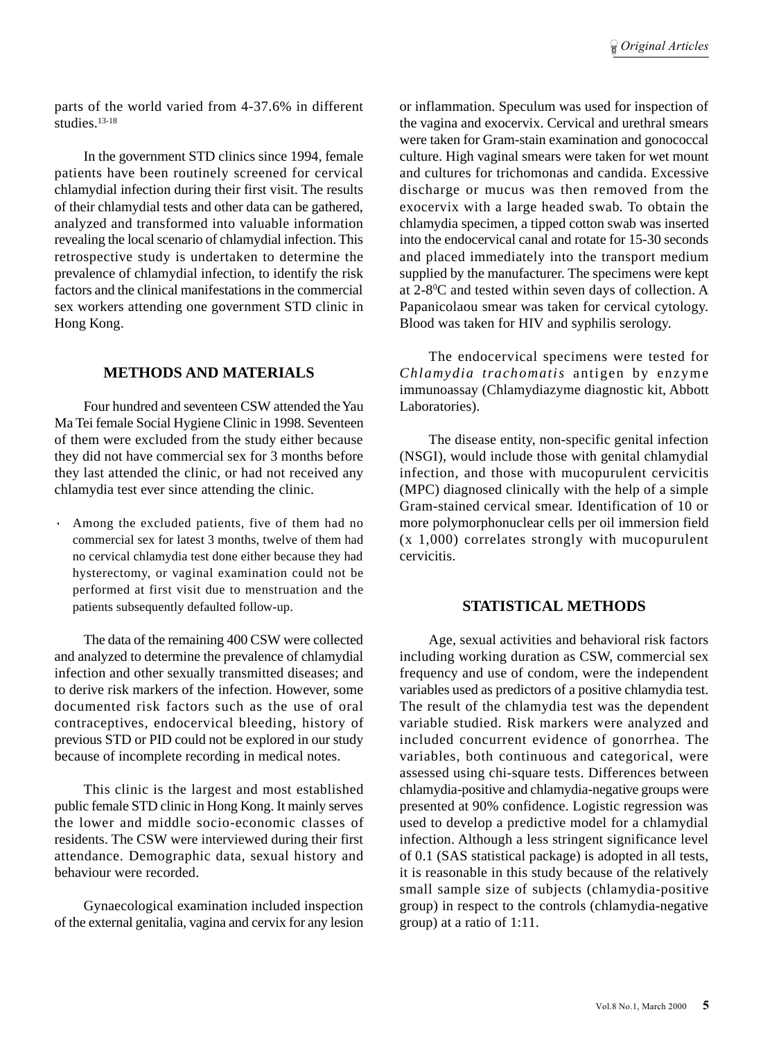parts of the world varied from 4-37.6% in different studies.[13-18]

In the government STD clinics since 1994, female patients have been routinely screened for cervical chlamydial infection during their first visit. The results of their chlamydial tests and other data can be gathered, analyzed and transformed into valuable information revealing the local scenario of chlamydial infection. This retrospective study is undertaken to determine the prevalence of chlamydial infection, to identify the risk factors and the clinical manifestations in the commercial sex workers attending one government STD clinic in Hong Kong.

## METHODS AND MATERIALS

Four hundred and seventeen CSW attended the Yau Ma Tei female Social Hygiene Clinic in 1998. Seventeen of them were excluded from the study either because they did not have commercial sex for 3 months before they last attended the clinic, or had not received any chlamydia test ever since attending the clinic.

- Among the excluded patients, five of them had no commercial sex for latest 3 months, twelve of them had no cervical chlamydia test done either because they had hysterectomy, or vaginal examination could not be performed at first visit due to menstruation and the patients subsequently defaulted follow-up.

The data of the remaining 400 CSW were collected and analyzed to determine the prevalence of chlamydial infection and other sexually transmitted diseases; and to derive risk markers of the infection. However, some documented risk factors such as the use of oral contraceptives, endocervical bleeding, history of previous STD or PID could not be explored in our study because of incomplete recording in medical notes.

This clinic is the largest and most established public female STD clinic in Hong Kong. It mainly serves the lower and middle socio-economic classes of residents. The CSW were interviewed during their first attendance. Demographic data, sexual history and behaviour were recorded.

Gynaecological examination included inspection of the external genitalia, vagina and cervix for any lesion or inflammation. Speculum was used for inspection of the vagina and exocervix. Cervical and urethral smears were taken for Gram-stain examination and gonococcal culture. High vaginal smears were taken for wet mount and cultures for trichomonas and candida. Excessive discharge or mucus was then removed from the exocervix with a large headed swab. To obtain the chlamydia specimen, a tipped cotton swab was inserted into the endocervical canal and rotate for 15-30 seconds and placed immediately into the transport medium supplied by the manufacturer. The specimens were kept at 2-8$^0$C and tested within seven days of collection. A Papanicolaou smear was taken for cervical cytology. Blood was taken for HIV and syphilis serology.

The endocervical specimens were tested for *Chlamydia trachomatis* antigen by enzyme immunoassay (Chlamydiazyme diagnostic kit, Abbott Laboratories).

The disease entity, non-specific genital infection (NSGI), would include those with genital chlamydial infection, and those with mucopurulent cervicitis (MPC) diagnosed clinically with the help of a simple Gram-stained cervical smear. Identification of 10 or more polymorphonuclear cells per oil immersion field (x 1,000) correlates strongly with mucopurulent cervicitis.

## STATISTICAL METHODS

Age, sexual activities and behavioral risk factors including working duration as CSW, commercial sex frequency and use of condom, were the independent variables used as predictors of a positive chlamydia test. The result of the chlamydia test was the dependent variable studied. Risk markers were analyzed and included concurrent evidence of gonorrhea. The variables, both continuous and categorical, were assessed using chi-square tests. Differences between chlamydia-positive and chlamydia-negative groups were presented at 90% confidence. Logistic regression was used to develop a predictive model for a chlamydial infection. Although a less stringent significance level of 0.1 (SAS statistical package) is adopted in all tests, it is reasonable in this study because of the relatively small sample size of subjects (chlamydia-positive group) in respect to the controls (chlamydia-negative group) at a ratio of 1:11.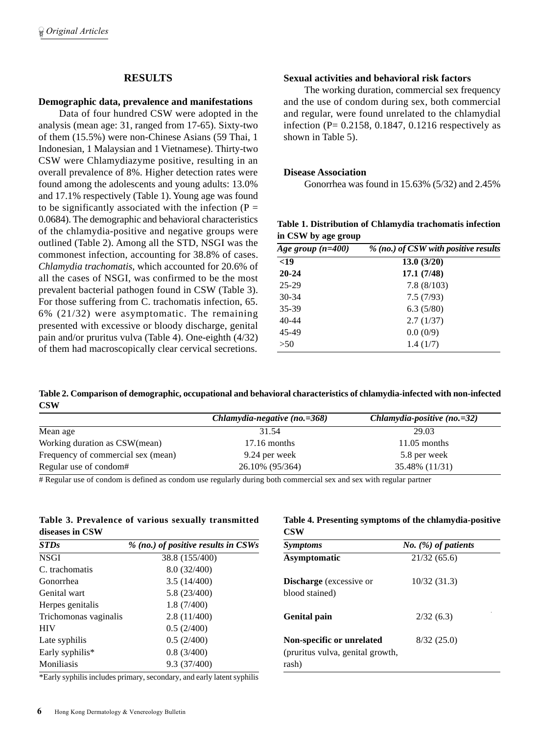## RESULTS

### Demographic data, prevalence and manifestations

Data of four hundred CSW were adopted in the analysis (mean age: 31, ranged from 17-65). Sixty-two of them (15.5%) were non-Chinese Asians (59 Thai, 1 Indonesian, 1 Malaysian and 1 Vietnamese). Thirty-two CSW were Chlamydiazyme positive, resulting in an overall prevalence of 8%. Higher detection rates were found among the adolescents and young adults: 13.0% and 17.1% respectively (Table 1). Young age was found to be significantly associated with the infection ($P = 0.0684$). The demographic and behavioral characteristics of the chlamydia-positive and negative groups were outlined (Table 2). Among all the STD, NSGI was the commonest infection, accounting for 38.8% of cases. *Chlamydia trachomatis*, which accounted for 20.6% of all the cases of NSGI, was confirmed to be the most prevalent bacterial pathogen found in CSW (Table 3). For those suffering from C. trachomatis infection, 65. 6% (21/32) were asymptomatic. The remaining presented with excessive or bloody discharge, genital pain and/or pruritus vulva (Table 4). One-eighth (4/32) of them had macroscopically clear cervical secretions.

### Sexual activities and behavioral risk factors

The working duration, commercial sex frequency and the use of condom during sex, both commercial and regular, were found unrelated to the chlamydial infection ($P = 0.2158$, 0.1847, 0.1216 respectively as shown in Table 5).

### Disease Association

Gonorrhea was found in 15.63% (5/32) and 2.45%

**Table 1. Distribution of Chlamydia trachomatis infection in CSW by age group**

| *Age group (n=400)* | *% (no.) of CSW with positive results* |
|---|---|
| **<19** | **13.0 (3/20)** |
| **20-24** | **17.1 (7/48)** |
| 25-29 | 7.8 (8/103) |
| 30-34 | 7.5 (7/93) |
| 35-39 | 6.3 (5/80) |
| 40-44 | 2.7 (1/37) |
| 45-49 | 0.0 (0/9) |
| >50 | 1.4 (1/7) |

**Table 2. Comparison of demographic, occupational and behavioral characteristics of chlamydia-infected with non-infected CSW**

| | *Chlamydia-negative (no.=368)* | *Chlamydia-positive (no.=32)* |
|---|---|---|
| Mean age | 31.54 | 29.03 |
| Working duration as CSW(mean) | 17.16 months | 11.05 months |
| Frequency of commercial sex (mean) | 9.24 per week | 5.8 per week |
| Regular use of condom# | 26.10% (95/364) | 35.48% (11/31) |

# Regular use of condom is defined as condom use regularly during both commercial sex and sex with regular partner

**Table 3. Prevalence of various sexually transmitted diseases in CSW**

| *STDs* | *% (no.) of positive results in CSWs* |
|---|---|
| NSGI | 38.8 (155/400) |
| C. trachomatis | 8.0 (32/400) |
| Gonorrhea | 3.5 (14/400) |
| Genital wart | 5.8 (23/400) |
| Herpes genitalis | 1.8 (7/400) |
| Trichomonas vaginalis | 2.8 (11/400) |
| HIV | 0.5 (2/400) |
| Late syphilis | 0.5 (2/400) |
| Early syphilis* | 0.8 (3/400) |
| Moniliasis | 9.3 (37/400) |

*Early syphilis includes primary, secondary, and early latent syphilis

**Table 4. Presenting symptoms of the chlamydia-positive CSW**

| *Symptoms* | *No. (%) of patients* |
|---|---|
| **Asymptomatic** | 21/32 (65.6) |
| **Discharge** (excessive or blood stained) | 10/32 (31.3) |
| **Genital pain** | 2/32 (6.3) |
| **Non-specific or unrelated** (pruritus vulva, genital growth, rash) | 8/32 (25.0) |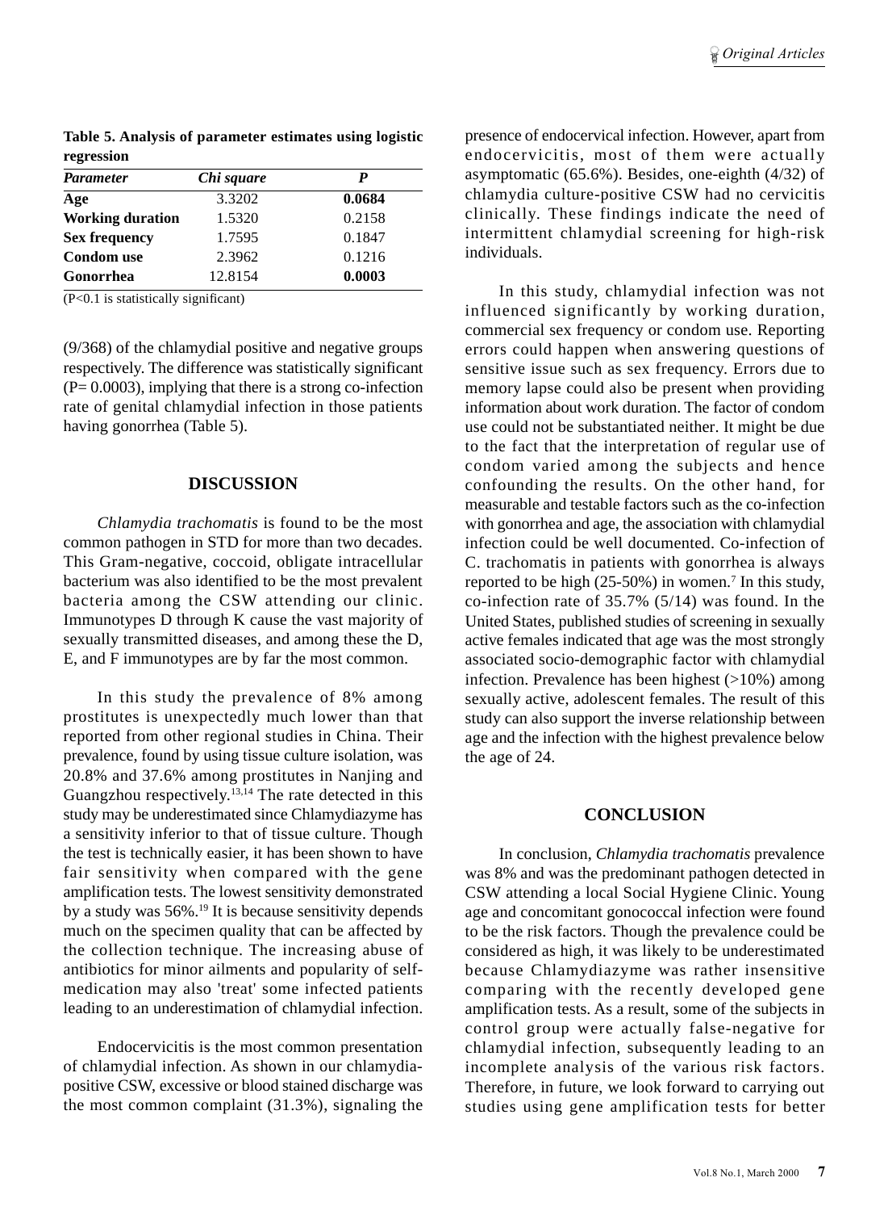**Table 5. Analysis of parameter estimates using logistic regression**

| *Parameter* | *Chi square* | *P* |
|---|---|---|
| **Age** | 3.3202 | **0.0684** |
| **Working duration** | 1.5320 | 0.2158 |
| **Sex frequency** | 1.7595 | 0.1847 |
| **Condom use** | 2.3962 | 0.1216 |
| **Gonorrhea** | 12.8154 | **0.0003** |

(P<0.1 is statistically significant)

(9/368) of the chlamydial positive and negative groups respectively. The difference was statistically significant (P= 0.0003), implying that there is a strong co-infection rate of genital chlamydial infection in those patients having gonorrhea (Table 5).

## DISCUSSION

*Chlamydia trachomatis* is found to be the most common pathogen in STD for more than two decades. This Gram-negative, coccoid, obligate intracellular bacterium was also identified to be the most prevalent bacteria among the CSW attending our clinic. Immunotypes D through K cause the vast majority of sexually transmitted diseases, and among these the D, E, and F immunotypes are by far the most common.

In this study the prevalence of 8% among prostitutes is unexpectedly much lower than that reported from other regional studies in China. Their prevalence, found by using tissue culture isolation, was 20.8% and 37.6% among prostitutes in Nanjing and Guangzhou respectively.[13,14] The rate detected in this study may be underestimated since Chlamydiazyme has a sensitivity inferior to that of tissue culture. Though the test is technically easier, it has been shown to have fair sensitivity when compared with the gene amplification tests. The lowest sensitivity demonstrated by a study was 56%.[19] It is because sensitivity depends much on the specimen quality that can be affected by the collection technique. The increasing abuse of antibiotics for minor ailments and popularity of self-medication may also 'treat' some infected patients leading to an underestimation of chlamydial infection.

Endocervicitis is the most common presentation of chlamydial infection. As shown in our chlamydia-positive CSW, excessive or blood stained discharge was the most common complaint (31.3%), signaling the presence of endocervical infection. However, apart from endocervicitis, most of them were actually asymptomatic (65.6%). Besides, one-eighth (4/32) of chlamydia culture-positive CSW had no cervicitis clinically. These findings indicate the need of intermittent chlamydial screening for high-risk individuals.

In this study, chlamydial infection was not influenced significantly by working duration, commercial sex frequency or condom use. Reporting errors could happen when answering questions of sensitive issue such as sex frequency. Errors due to memory lapse could also be present when providing information about work duration. The factor of condom use could not be substantiated neither. It might be due to the fact that the interpretation of regular use of condom varied among the subjects and hence confounding the results. On the other hand, for measurable and testable factors such as the co-infection with gonorrhea and age, the association with chlamydial infection could be well documented. Co-infection of C. trachomatis in patients with gonorrhea is always reported to be high (25-50%) in women.[7] In this study, co-infection rate of 35.7% (5/14) was found. In the United States, published studies of screening in sexually active females indicated that age was the most strongly associated socio-demographic factor with chlamydial infection. Prevalence has been highest (>10%) among sexually active, adolescent females. The result of this study can also support the inverse relationship between age and the infection with the highest prevalence below the age of 24.

## CONCLUSION

In conclusion, *Chlamydia trachomatis* prevalence was 8% and was the predominant pathogen detected in CSW attending a local Social Hygiene Clinic. Young age and concomitant gonococcal infection were found to be the risk factors. Though the prevalence could be considered as high, it was likely to be underestimated because Chlamydiazyme was rather insensitive comparing with the recently developed gene amplification tests. As a result, some of the subjects in control group were actually false-negative for chlamydial infection, subsequently leading to an incomplete analysis of the various risk factors. Therefore, in future, we look forward to carrying out studies using gene amplification tests for better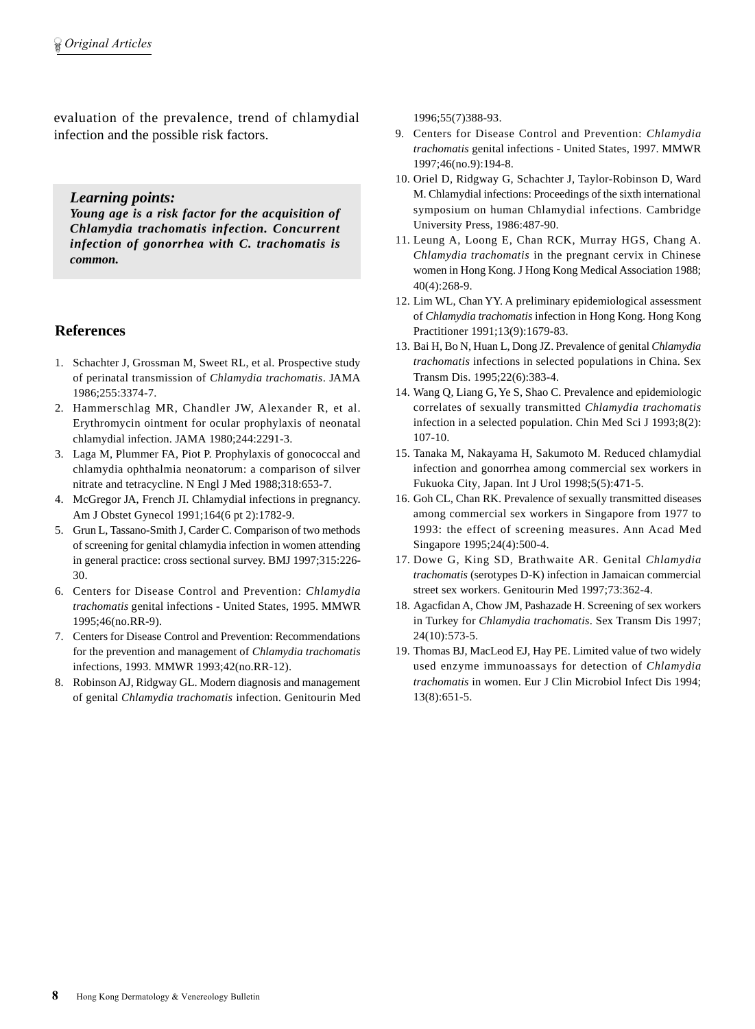evaluation of the prevalence, trend of chlamydial infection and the possible risk factors.

> ***Learning points:***
> ***Young age is a risk factor for the acquisition of Chlamydia trachomatis infection. Concurrent infection of gonorrhea with C. trachomatis is common.***

## References

1. Schachter J, Grossman M, Sweet RL, et al. Prospective study of perinatal transmission of *Chlamydia trachomatis*. JAMA 1986;255:3374-7.
2. Hammerschlag MR, Chandler JW, Alexander R, et al. Erythromycin ointment for ocular prophylaxis of neonatal chlamydial infection. JAMA 1980;244:2291-3.
3. Laga M, Plummer FA, Piot P. Prophylaxis of gonococcal and chlamydia ophthalmia neonatorum: a comparison of silver nitrate and tetracycline. N Engl J Med 1988;318:653-7.
4. McGregor JA, French JI. Chlamydial infections in pregnancy. Am J Obstet Gynecol 1991;164(6 pt 2):1782-9.
5. Grun L, Tassano-Smith J, Carder C. Comparison of two methods of screening for genital chlamydia infection in women attending in general practice: cross sectional survey. BMJ 1997;315:226-30.
6. Centers for Disease Control and Prevention: *Chlamydia trachomatis* genital infections - United States, 1995. MMWR 1995;46(no.RR-9).
7. Centers for Disease Control and Prevention: Recommendations for the prevention and management of *Chlamydia trachomatis* infections, 1993. MMWR 1993;42(no.RR-12).
8. Robinson AJ, Ridgway GL. Modern diagnosis and management of genital *Chlamydia trachomatis* infection. Genitourin Med 1996;55(7)388-93.
9. Centers for Disease Control and Prevention: *Chlamydia trachomatis* genital infections - United States, 1997. MMWR 1997;46(no.9):194-8.
10. Oriel D, Ridgway G, Schachter J, Taylor-Robinson D, Ward M. Chlamydial infections: Proceedings of the sixth international symposium on human Chlamydial infections. Cambridge University Press, 1986:487-90.
11. Leung A, Loong E, Chan RCK, Murray HGS, Chang A. *Chlamydia trachomatis* in the pregnant cervix in Chinese women in Hong Kong. J Hong Kong Medical Association 1988; 40(4):268-9.
12. Lim WL, Chan YY. A preliminary epidemiological assessment of *Chlamydia trachomatis* infection in Hong Kong. Hong Kong Practitioner 1991;13(9):1679-83.
13. Bai H, Bo N, Huan L, Dong JZ. Prevalence of genital *Chlamydia trachomatis* infections in selected populations in China. Sex Transm Dis. 1995;22(6):383-4.
14. Wang Q, Liang G, Ye S, Shao C. Prevalence and epidemiologic correlates of sexually transmitted *Chlamydia trachomatis* infection in a selected population. Chin Med Sci J 1993;8(2): 107-10.
15. Tanaka M, Nakayama H, Sakumoto M. Reduced chlamydial infection and gonorrhea among commercial sex workers in Fukuoka City, Japan. Int J Urol 1998;5(5):471-5.
16. Goh CL, Chan RK. Prevalence of sexually transmitted diseases among commercial sex workers in Singapore from 1977 to 1993: the effect of screening measures. Ann Acad Med Singapore 1995;24(4):500-4.
17. Dowe G, King SD, Brathwaite AR. Genital *Chlamydia trachomatis* (serotypes D-K) infection in Jamaican commercial street sex workers. Genitourin Med 1997;73:362-4.
18. Agacfidan A, Chow JM, Pashazade H. Screening of sex workers in Turkey for *Chlamydia trachomatis*. Sex Transm Dis 1997; 24(10):573-5.
19. Thomas BJ, MacLeod EJ, Hay PE. Limited value of two widely used enzyme immunoassays for detection of *Chlamydia trachomatis* in women. Eur J Clin Microbiol Infect Dis 1994; 13(8):651-5.